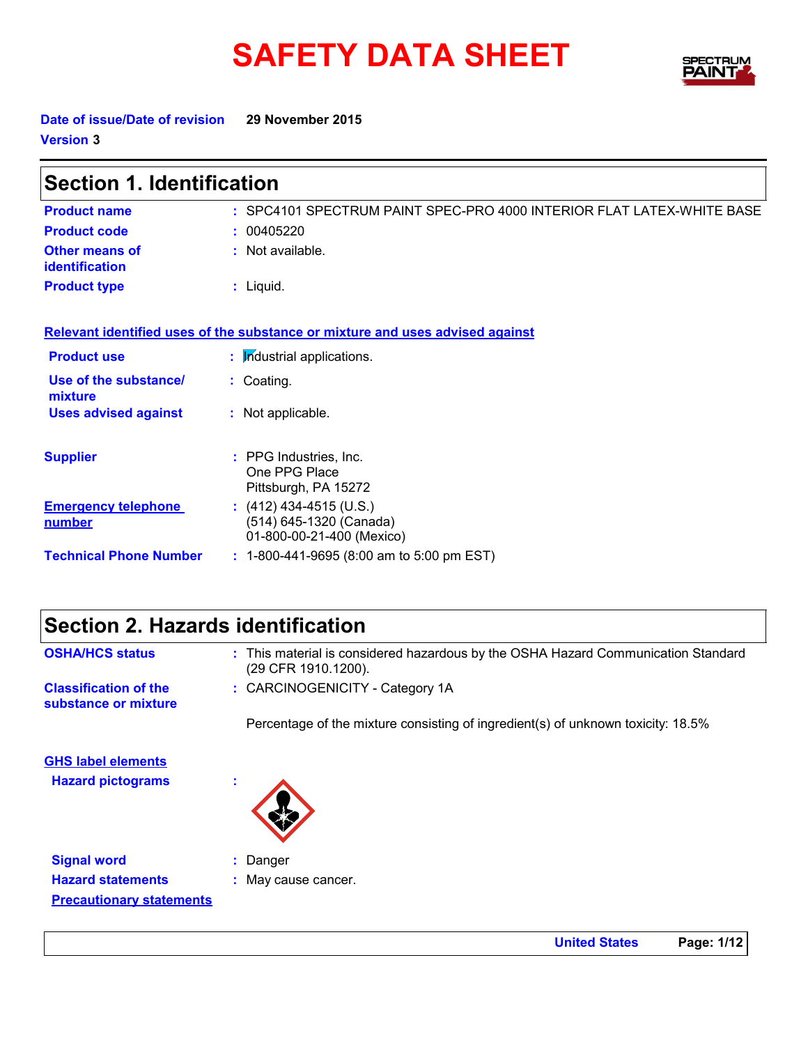# SAFETY DATA SHEET

**Date of issue/Date of revision** 29 November 2015

**Version** 3

## Section 1. Identification

**Product name** : SPC4101 SPECTRUM PAINT SPEC-PRO 4000 INTERIOR FLAT LATEX-WHITE BASE

**Product code** : 00405220

**Other means of identification** : Not available.

**Product type** : Liquid.

**Relevant identified uses of the substance or mixture and uses advised against**

**Product use** : Industrial applications.

**Use of the substance/ mixture** : Coating.

**Uses advised against** : Not applicable.

**Supplier** : PPG Industries, Inc.
One PPG Place
Pittsburgh, PA 15272

**Emergency telephone number** : (412) 434-4515 (U.S.)
(514) 645-1320 (Canada)
01-800-00-21-400 (Mexico)

**Technical Phone Number** : 1-800-441-9695 (8:00 am to 5:00 pm EST)

## Section 2. Hazards identification

**OSHA/HCS status** : This material is considered hazardous by the OSHA Hazard Communication Standard (29 CFR 1910.1200).

**Classification of the substance or mixture** : CARCINOGENICITY - Category 1A

Percentage of the mixture consisting of ingredient(s) of unknown toxicity: 18.5%

**GHS label elements**

**Hazard pictograms** :

**Signal word** : Danger

**Hazard statements** : May cause cancer.

**Precautionary statements**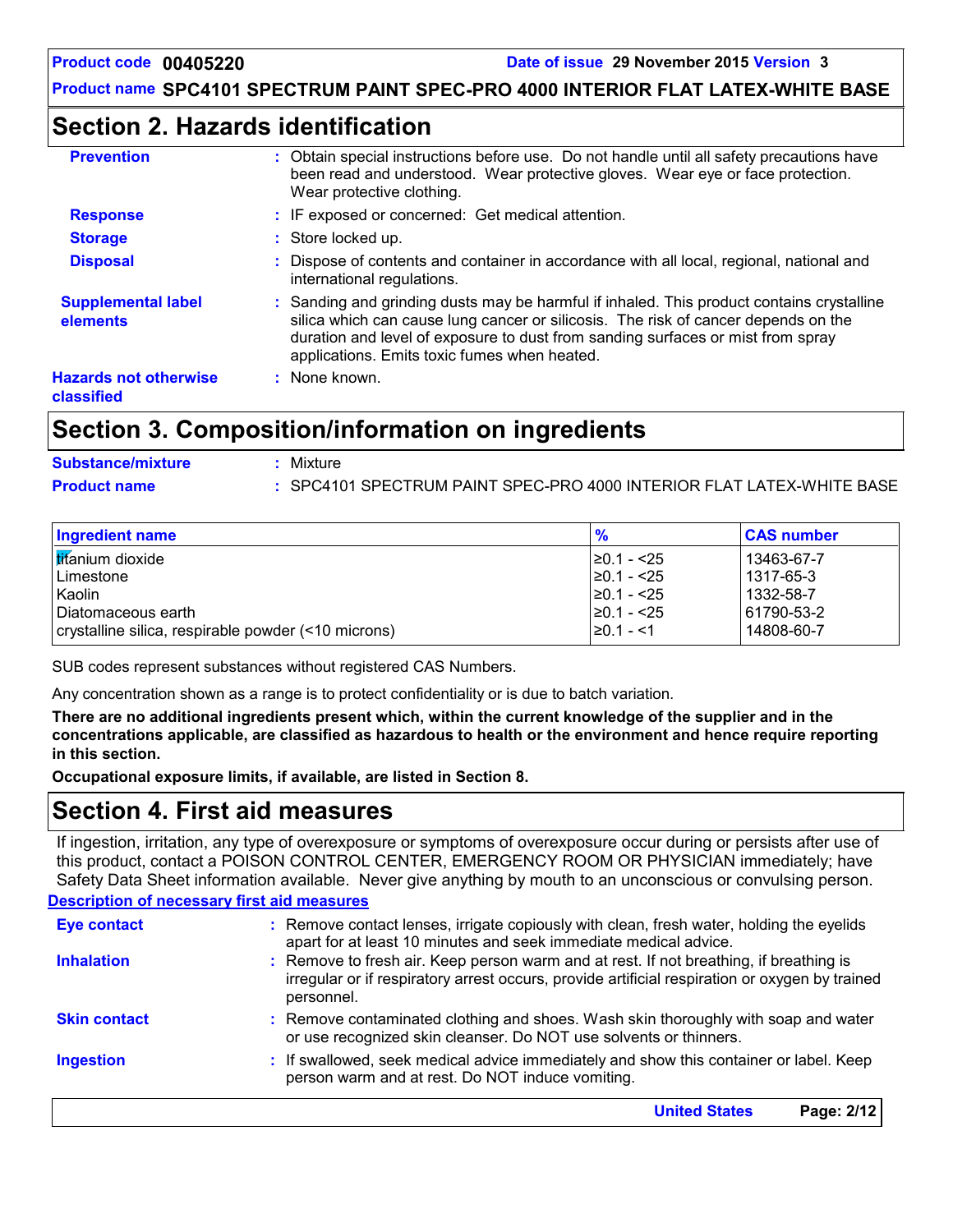## Section 2. Hazards identification

**Prevention** : Obtain special instructions before use. Do not handle until all safety precautions have been read and understood. Wear protective gloves. Wear eye or face protection. Wear protective clothing.

**Response** : IF exposed or concerned: Get medical attention.

**Storage** : Store locked up.

**Disposal** : Dispose of contents and container in accordance with all local, regional, national and international regulations.

**Supplemental label elements** : Sanding and grinding dusts may be harmful if inhaled. This product contains crystalline silica which can cause lung cancer or silicosis. The risk of cancer depends on the duration and level of exposure to dust from sanding surfaces or mist from spray applications. Emits toxic fumes when heated.

**Hazards not otherwise classified** : None known.

## Section 3. Composition/information on ingredients

**Substance/mixture** : Mixture

**Product name** : SPC4101 SPECTRUM PAINT SPEC-PRO 4000 INTERIOR FLAT LATEX-WHITE BASE

| Ingredient name | % | CAS number |
|---|---|---|
| titanium dioxide | ≥0.1 - <25 | 13463-67-7 |
| Limestone | ≥0.1 - <25 | 1317-65-3 |
| Kaolin | ≥0.1 - <25 | 1332-58-7 |
| Diatomaceous earth | ≥0.1 - <25 | 61790-53-2 |
| crystalline silica, respirable powder (<10 microns) | ≥0.1 - <1 | 14808-60-7 |

SUB codes represent substances without registered CAS Numbers.

Any concentration shown as a range is to protect confidentiality or is due to batch variation.

**There are no additional ingredients present which, within the current knowledge of the supplier and in the concentrations applicable, are classified as hazardous to health or the environment and hence require reporting in this section.**

**Occupational exposure limits, if available, are listed in Section 8.**

## Section 4. First aid measures

If ingestion, irritation, any type of overexposure or symptoms of overexposure occur during or persists after use of this product, contact a POISON CONTROL CENTER, EMERGENCY ROOM OR PHYSICIAN immediately; have Safety Data Sheet information available. Never give anything by mouth to an unconscious or convulsing person.

**Description of necessary first aid measures**

**Eye contact** : Remove contact lenses, irrigate copiously with clean, fresh water, holding the eyelids apart for at least 10 minutes and seek immediate medical advice.

**Inhalation** : Remove to fresh air. Keep person warm and at rest. If not breathing, if breathing is irregular or if respiratory arrest occurs, provide artificial respiration or oxygen by trained personnel.

**Skin contact** : Remove contaminated clothing and shoes. Wash skin thoroughly with soap and water or use recognized skin cleanser. Do NOT use solvents or thinners.

**Ingestion** : If swallowed, seek medical advice immediately and show this container or label. Keep person warm and at rest. Do NOT induce vomiting.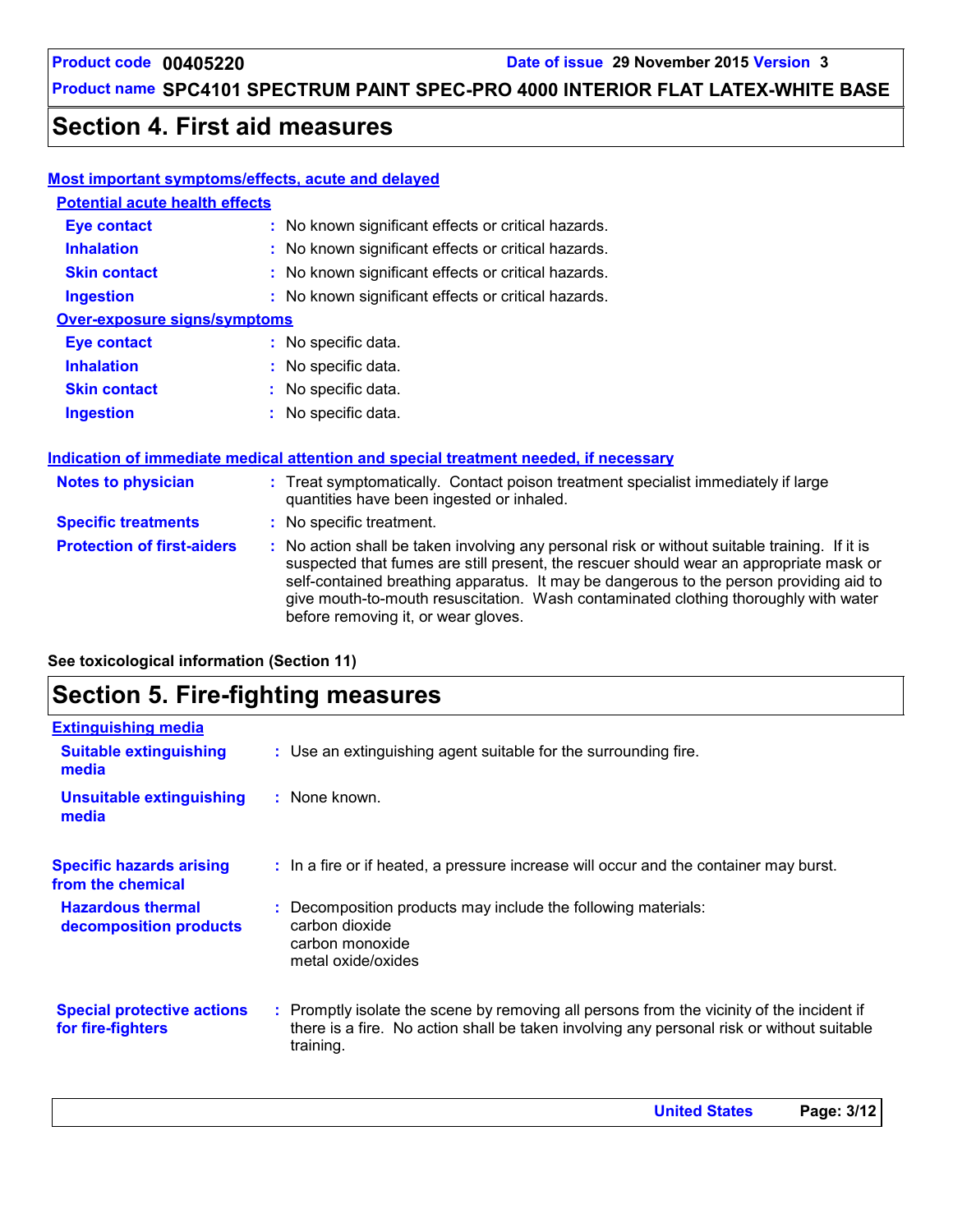## Section 4. First aid measures

**Most important symptoms/effects, acute and delayed**

**Potential acute health effects**

| | |
|---|---|
| **Eye contact** | No known significant effects or critical hazards. |
| **Inhalation** | No known significant effects or critical hazards. |
| **Skin contact** | No known significant effects or critical hazards. |
| **Ingestion** | No known significant effects or critical hazards. |

**Over-exposure signs/symptoms**

| | |
|---|---|
| **Eye contact** | No specific data. |
| **Inhalation** | No specific data. |
| **Skin contact** | No specific data. |
| **Ingestion** | No specific data. |

**Indication of immediate medical attention and special treatment needed, if necessary**

| | |
|---|---|
| **Notes to physician** | Treat symptomatically. Contact poison treatment specialist immediately if large quantities have been ingested or inhaled. |
| **Specific treatments** | No specific treatment. |
| **Protection of first-aiders** | No action shall be taken involving any personal risk or without suitable training. If it is suspected that fumes are still present, the rescuer should wear an appropriate mask or self-contained breathing apparatus. It may be dangerous to the person providing aid to give mouth-to-mouth resuscitation. Wash contaminated clothing thoroughly with water before removing it, or wear gloves. |

**See toxicological information (Section 11)**

## Section 5. Fire-fighting measures

**Extinguishing media**

| | |
|---|---|
| **Suitable extinguishing media** | Use an extinguishing agent suitable for the surrounding fire. |
| **Unsuitable extinguishing media** | None known. |
| **Specific hazards arising from the chemical** | In a fire or if heated, a pressure increase will occur and the container may burst. |
| **Hazardous thermal decomposition products** | Decomposition products may include the following materials:<br>carbon dioxide<br>carbon monoxide<br>metal oxide/oxides |
| **Special protective actions for fire-fighters** | Promptly isolate the scene by removing all persons from the vicinity of the incident if there is a fire. No action shall be taken involving any personal risk or without suitable training. |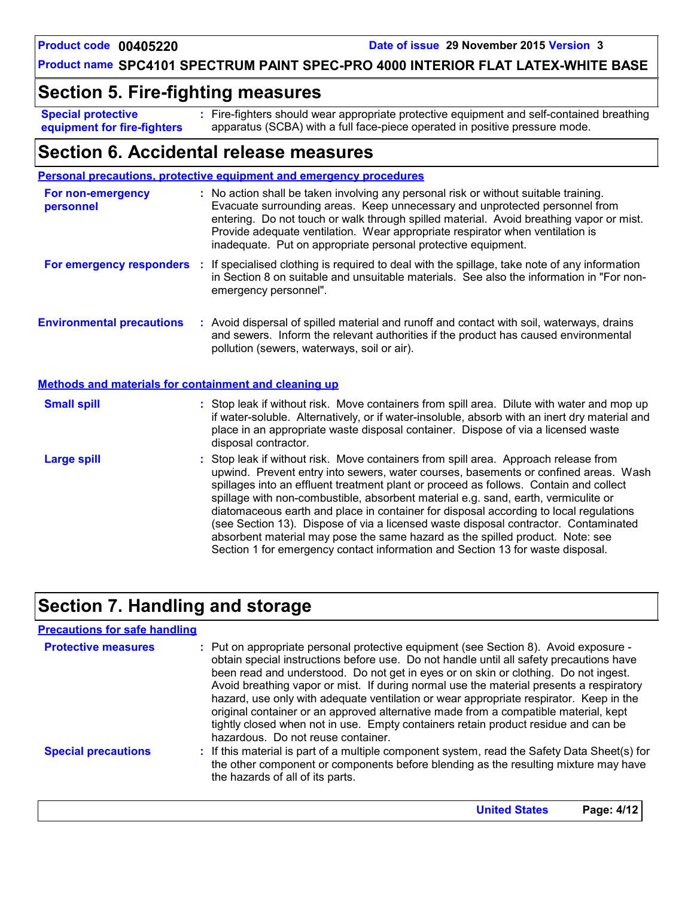## Section 5. Fire-fighting measures

**Special protective equipment for fire-fighters** : Fire-fighters should wear appropriate protective equipment and self-contained breathing apparatus (SCBA) with a full face-piece operated in positive pressure mode.

## Section 6. Accidental release measures

**Personal precautions, protective equipment and emergency procedures**

**For non-emergency personnel** : No action shall be taken involving any personal risk or without suitable training. Evacuate surrounding areas. Keep unnecessary and unprotected personnel from entering. Do not touch or walk through spilled material. Avoid breathing vapor or mist. Provide adequate ventilation. Wear appropriate respirator when ventilation is inadequate. Put on appropriate personal protective equipment.

**For emergency responders** : If specialised clothing is required to deal with the spillage, take note of any information in Section 8 on suitable and unsuitable materials. See also the information in "For non-emergency personnel".

**Environmental precautions** : Avoid dispersal of spilled material and runoff and contact with soil, waterways, drains and sewers. Inform the relevant authorities if the product has caused environmental pollution (sewers, waterways, soil or air).

**Methods and materials for containment and cleaning up**

**Small spill** : Stop leak if without risk. Move containers from spill area. Dilute with water and mop up if water-soluble. Alternatively, or if water-insoluble, absorb with an inert dry material and place in an appropriate waste disposal container. Dispose of via a licensed waste disposal contractor.

**Large spill** : Stop leak if without risk. Move containers from spill area. Approach release from upwind. Prevent entry into sewers, water courses, basements or confined areas. Wash spillages into an effluent treatment plant or proceed as follows. Contain and collect spillage with non-combustible, absorbent material e.g. sand, earth, vermiculite or diatomaceous earth and place in container for disposal according to local regulations (see Section 13). Dispose of via a licensed waste disposal contractor. Contaminated absorbent material may pose the same hazard as the spilled product. Note: see Section 1 for emergency contact information and Section 13 for waste disposal.

## Section 7. Handling and storage

**Precautions for safe handling**

**Protective measures** : Put on appropriate personal protective equipment (see Section 8). Avoid exposure - obtain special instructions before use. Do not handle until all safety precautions have been read and understood. Do not get in eyes or on skin or clothing. Do not ingest. Avoid breathing vapor or mist. If during normal use the material presents a respiratory hazard, use only with adequate ventilation or wear appropriate respirator. Keep in the original container or an approved alternative made from a compatible material, kept tightly closed when not in use. Empty containers retain product residue and can be hazardous. Do not reuse container.

**Special precautions** : If this material is part of a multiple component system, read the Safety Data Sheet(s) for the other component or components before blending as the resulting mixture may have the hazards of all of its parts.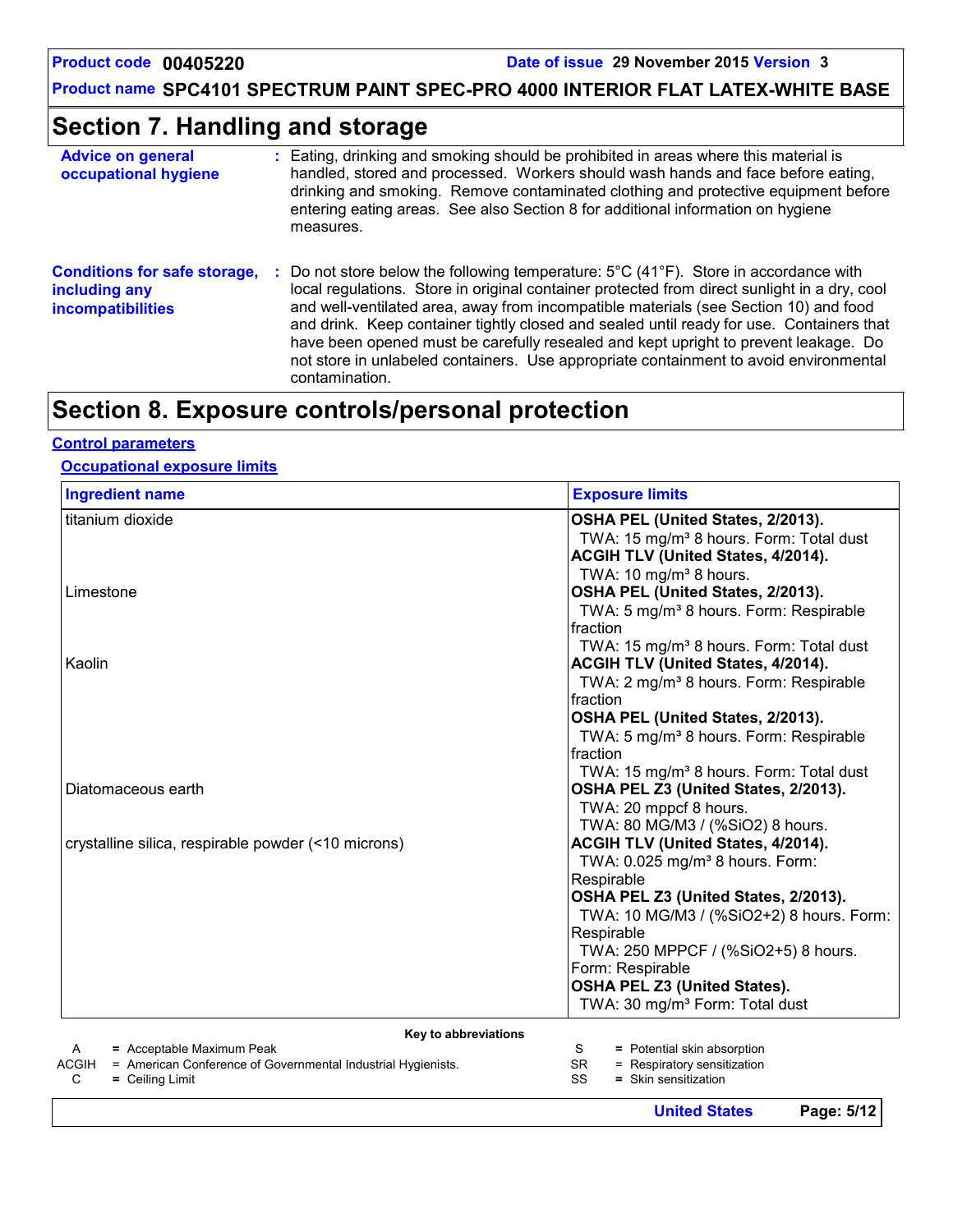## Section 7. Handling and storage

| | |
|---|---|
| **Advice on general occupational hygiene** | Eating, drinking and smoking should be prohibited in areas where this material is handled, stored and processed. Workers should wash hands and face before eating, drinking and smoking. Remove contaminated clothing and protective equipment before entering eating areas. See also Section 8 for additional information on hygiene measures. |
| **Conditions for safe storage, including any incompatibilities** | Do not store below the following temperature: 5°C (41°F). Store in accordance with local regulations. Store in original container protected from direct sunlight in a dry, cool and well-ventilated area, away from incompatible materials (see Section 10) and food and drink. Keep container tightly closed and sealed until ready for use. Containers that have been opened must be carefully resealed and kept upright to prevent leakage. Do not store in unlabeled containers. Use appropriate containment to avoid environmental contamination. |

## Section 8. Exposure controls/personal protection

### Control parameters

#### Occupational exposure limits

| Ingredient name | Exposure limits |
|---|---|
| titanium dioxide | **OSHA PEL (United States, 2/2013).**<br>TWA: 15 mg/m³ 8 hours. Form: Total dust<br>**ACGIH TLV (United States, 4/2014).**<br>TWA: 10 mg/m³ 8 hours. |
| Limestone | **OSHA PEL (United States, 2/2013).**<br>TWA: 5 mg/m³ 8 hours. Form: Respirable fraction<br>TWA: 15 mg/m³ 8 hours. Form: Total dust |
| Kaolin | **ACGIH TLV (United States, 4/2014).**<br>TWA: 2 mg/m³ 8 hours. Form: Respirable fraction<br>**OSHA PEL (United States, 2/2013).**<br>TWA: 5 mg/m³ 8 hours. Form: Respirable fraction<br>TWA: 15 mg/m³ 8 hours. Form: Total dust |
| Diatomaceous earth | **OSHA PEL Z3 (United States, 2/2013).**<br>TWA: 20 mppcf 8 hours.<br>TWA: 80 MG/M3 / (%SiO2) 8 hours. |
| crystalline silica, respirable powder (<10 microns) | **ACGIH TLV (United States, 4/2014).**<br>TWA: 0.025 mg/m³ 8 hours. Form: Respirable<br>**OSHA PEL Z3 (United States, 2/2013).**<br>TWA: 10 MG/M3 / (%SiO2+2) 8 hours. Form: Respirable<br>TWA: 250 MPPCF / (%SiO2+5) 8 hours. Form: Respirable<br>**OSHA PEL Z3 (United States).**<br>TWA: 30 mg/m³ Form: Total dust |

**Key to abbreviations**

| | | | |
|---|---|---|---|
| A | = Acceptable Maximum Peak | S | = Potential skin absorption |
| ACGIH | = American Conference of Governmental Industrial Hygienists. | SR | = Respiratory sensitization |
| C | = Ceiling Limit | SS | = Skin sensitization |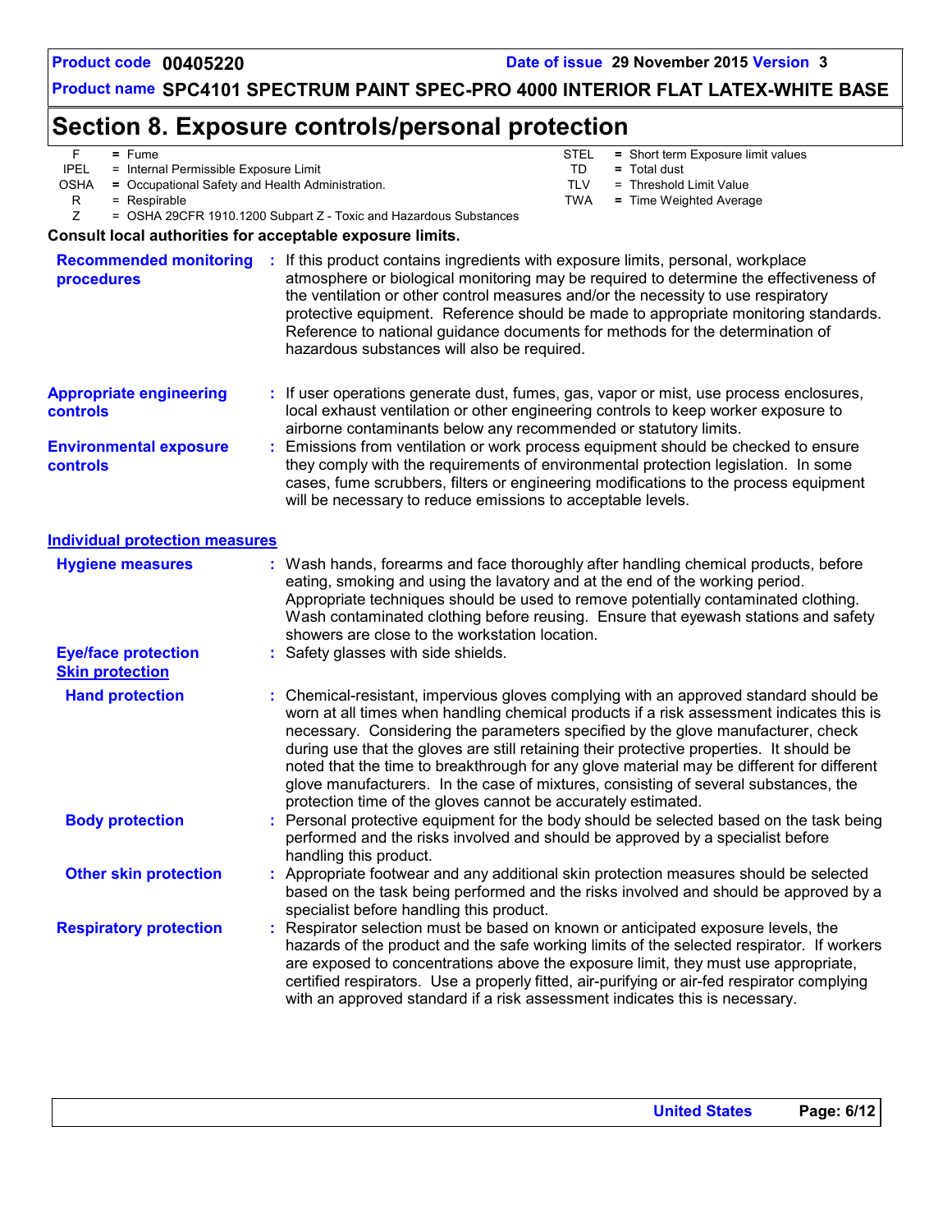# Section 8. Exposure controls/personal protection

| | | | | | |
|---|---|---|---|---|---|
| F | = | Fume | STEL | = | Short term Exposure limit values |
| IPEL | = | Internal Permissible Exposure Limit | TD | = | Total dust |
| OSHA | = | Occupational Safety and Health Administration. | TLV | = | Threshold Limit Value |
| R | = | Respirable | TWA | = | Time Weighted Average |
| Z | = | OSHA 29CFR 1910.1200 Subpart Z - Toxic and Hazardous Substances | | | |

**Consult local authorities for acceptable exposure limits.**

**Recommended monitoring procedures** : If this product contains ingredients with exposure limits, personal, workplace atmosphere or biological monitoring may be required to determine the effectiveness of the ventilation or other control measures and/or the necessity to use respiratory protective equipment. Reference should be made to appropriate monitoring standards. Reference to national guidance documents for methods for the determination of hazardous substances will also be required.

**Appropriate engineering controls** : If user operations generate dust, fumes, gas, vapor or mist, use process enclosures, local exhaust ventilation or other engineering controls to keep worker exposure to airborne contaminants below any recommended or statutory limits.

**Environmental exposure controls** : Emissions from ventilation or work process equipment should be checked to ensure they comply with the requirements of environmental protection legislation. In some cases, fume scrubbers, filters or engineering modifications to the process equipment will be necessary to reduce emissions to acceptable levels.

## Individual protection measures

**Hygiene measures** : Wash hands, forearms and face thoroughly after handling chemical products, before eating, smoking and using the lavatory and at the end of the working period. Appropriate techniques should be used to remove potentially contaminated clothing. Wash contaminated clothing before reusing. Ensure that eyewash stations and safety showers are close to the workstation location.

**Eye/face protection** : Safety glasses with side shields.

### Skin protection

**Hand protection** : Chemical-resistant, impervious gloves complying with an approved standard should be worn at all times when handling chemical products if a risk assessment indicates this is necessary. Considering the parameters specified by the glove manufacturer, check during use that the gloves are still retaining their protective properties. It should be noted that the time to breakthrough for any glove material may be different for different glove manufacturers. In the case of mixtures, consisting of several substances, the protection time of the gloves cannot be accurately estimated.

**Body protection** : Personal protective equipment for the body should be selected based on the task being performed and the risks involved and should be approved by a specialist before handling this product.

**Other skin protection** : Appropriate footwear and any additional skin protection measures should be selected based on the task being performed and the risks involved and should be approved by a specialist before handling this product.

**Respiratory protection** : Respirator selection must be based on known or anticipated exposure levels, the hazards of the product and the safe working limits of the selected respirator. If workers are exposed to concentrations above the exposure limit, they must use appropriate, certified respirators. Use a properly fitted, air-purifying or air-fed respirator complying with an approved standard if a risk assessment indicates this is necessary.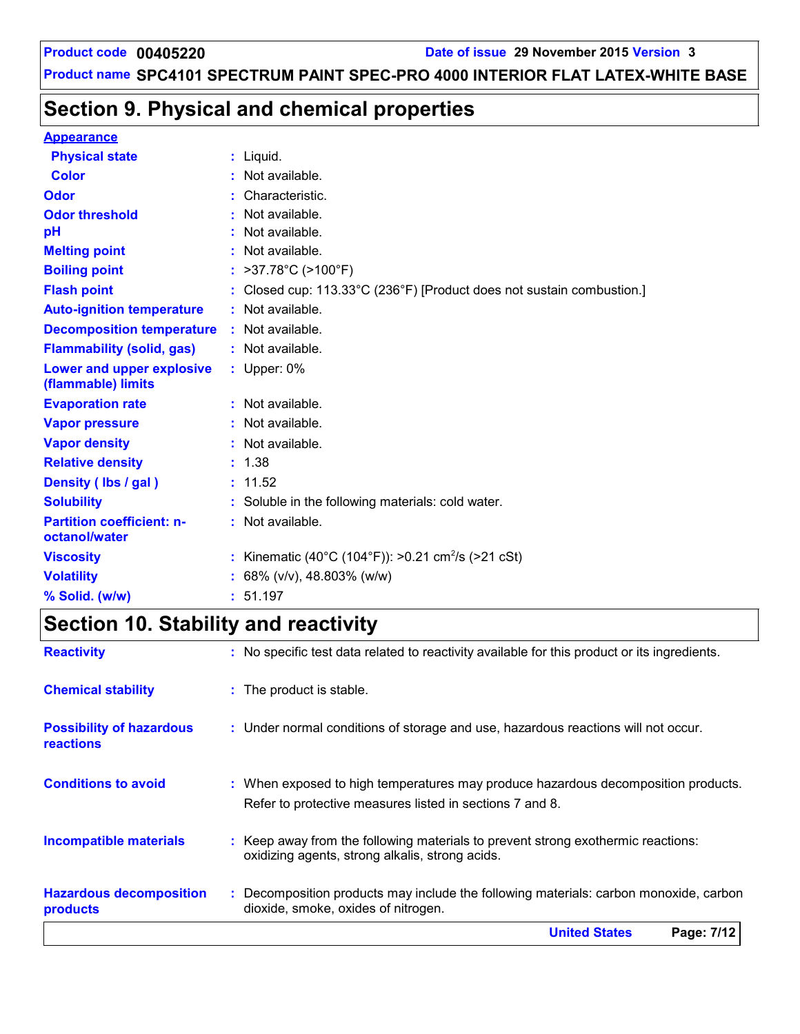## Section 9. Physical and chemical properties

**Appearance**

| Property | Value |
|---|---|
| Physical state | Liquid. |
| Color | Not available. |
| Odor | Characteristic. |
| Odor threshold | Not available. |
| pH | Not available. |
| Melting point | Not available. |
| Boiling point | >37.78°C (>100°F) |
| Flash point | Closed cup: 113.33°C (236°F) [Product does not sustain combustion.] |
| Auto-ignition temperature | Not available. |
| Decomposition temperature | Not available. |
| Flammability (solid, gas) | Not available. |
| Lower and upper explosive (flammable) limits | Upper: 0% |
| Evaporation rate | Not available. |
| Vapor pressure | Not available. |
| Vapor density | Not available. |
| Relative density | 1.38 |
| Density ( lbs / gal ) | 11.52 |
| Solubility | Soluble in the following materials: cold water. |
| Partition coefficient: n-octanol/water | Not available. |
| Viscosity | Kinematic (40°C (104°F)): >0.21 $cm^2/s$ (>21 cSt) |
| Volatility | 68% (v/v), 48.803% (w/w) |
| % Solid. (w/w) | 51.197 |

## Section 10. Stability and reactivity

| Property | Value |
|---|---|
| Reactivity | No specific test data related to reactivity available for this product or its ingredients. |
| Chemical stability | The product is stable. |
| Possibility of hazardous reactions | Under normal conditions of storage and use, hazardous reactions will not occur. |
| Conditions to avoid | When exposed to high temperatures may produce hazardous decomposition products. Refer to protective measures listed in sections 7 and 8. |
| Incompatible materials | Keep away from the following materials to prevent strong exothermic reactions: oxidizing agents, strong alkalis, strong acids. |
| Hazardous decomposition products | Decomposition products may include the following materials: carbon monoxide, carbon dioxide, smoke, oxides of nitrogen. |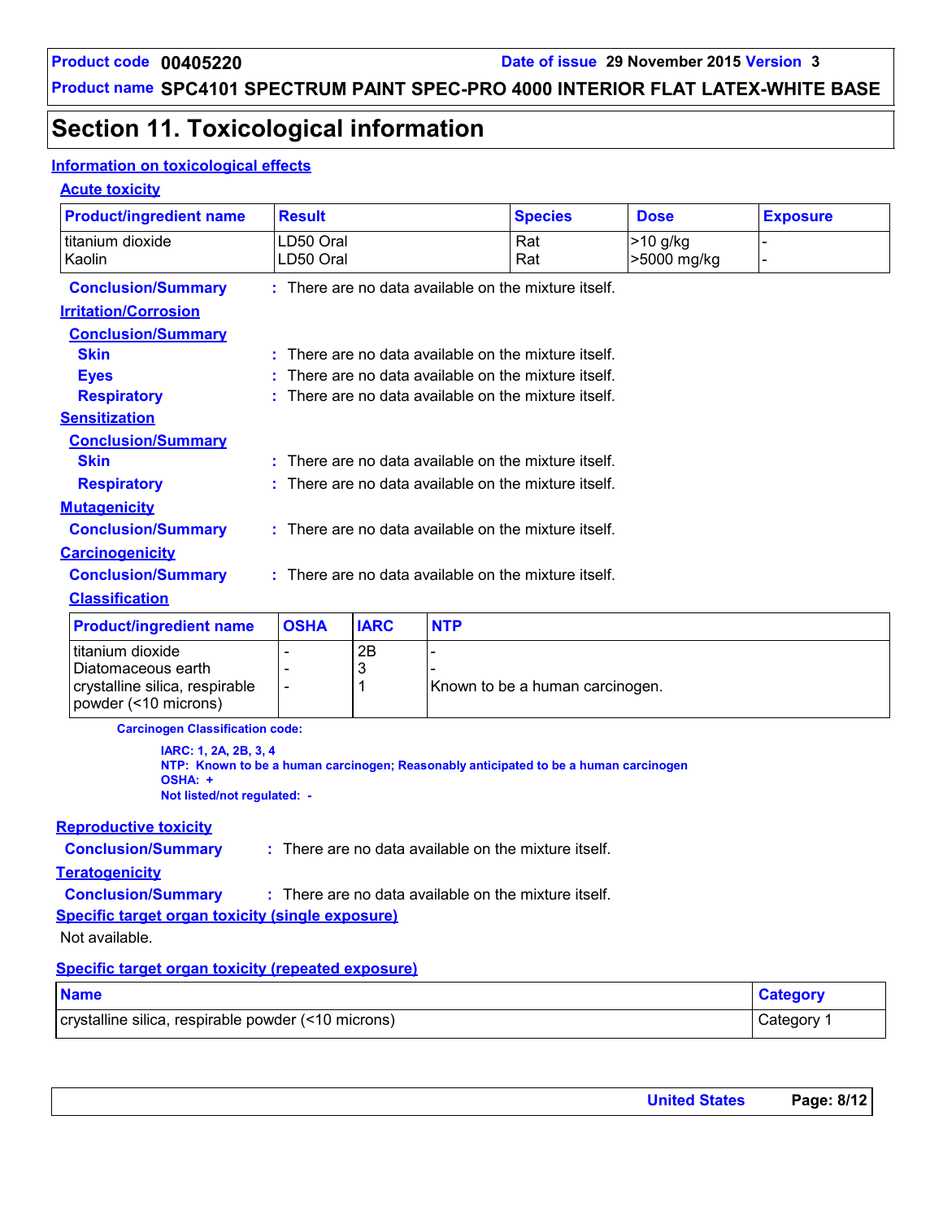## Section 11. Toxicological information

### Information on toxicological effects

#### Acute toxicity

| Product/ingredient name | Result | Species | Dose | Exposure |
|---|---|---|---|---|
| titanium dioxide | LD50 Oral | Rat | >10 g/kg | - |
| Kaolin | LD50 Oral | Rat | >5000 mg/kg | - |

**Conclusion/Summary** : There are no data available on the mixture itself.

#### Irritation/Corrosion

**Conclusion/Summary**

**Skin** : There are no data available on the mixture itself.

**Eyes** : There are no data available on the mixture itself.

**Respiratory** : There are no data available on the mixture itself.

#### Sensitization

**Conclusion/Summary**

**Skin** : There are no data available on the mixture itself.

**Respiratory** : There are no data available on the mixture itself.

#### Mutagenicity

**Conclusion/Summary** : There are no data available on the mixture itself.

#### Carcinogenicity

**Conclusion/Summary** : There are no data available on the mixture itself.

#### Classification

| Product/ingredient name | OSHA | IARC | NTP |
|---|---|---|---|
| titanium dioxide | - | 2B | - |
| Diatomaceous earth | - | 3 | - |
| crystalline silica, respirable powder (<10 microns) | - | 1 | Known to be a human carcinogen. |

**Carcinogen Classification code:**

**IARC: 1, 2A, 2B, 3, 4**
**NTP: Known to be a human carcinogen; Reasonably anticipated to be a human carcinogen**
**OSHA: +**
**Not listed/not regulated: -**

#### Reproductive toxicity

**Conclusion/Summary** : There are no data available on the mixture itself.

#### Teratogenicity

**Conclusion/Summary** : There are no data available on the mixture itself.

#### Specific target organ toxicity (single exposure)

Not available.

#### Specific target organ toxicity (repeated exposure)

| Name | Category |
|---|---|
| crystalline silica, respirable powder (<10 microns) | Category 1 |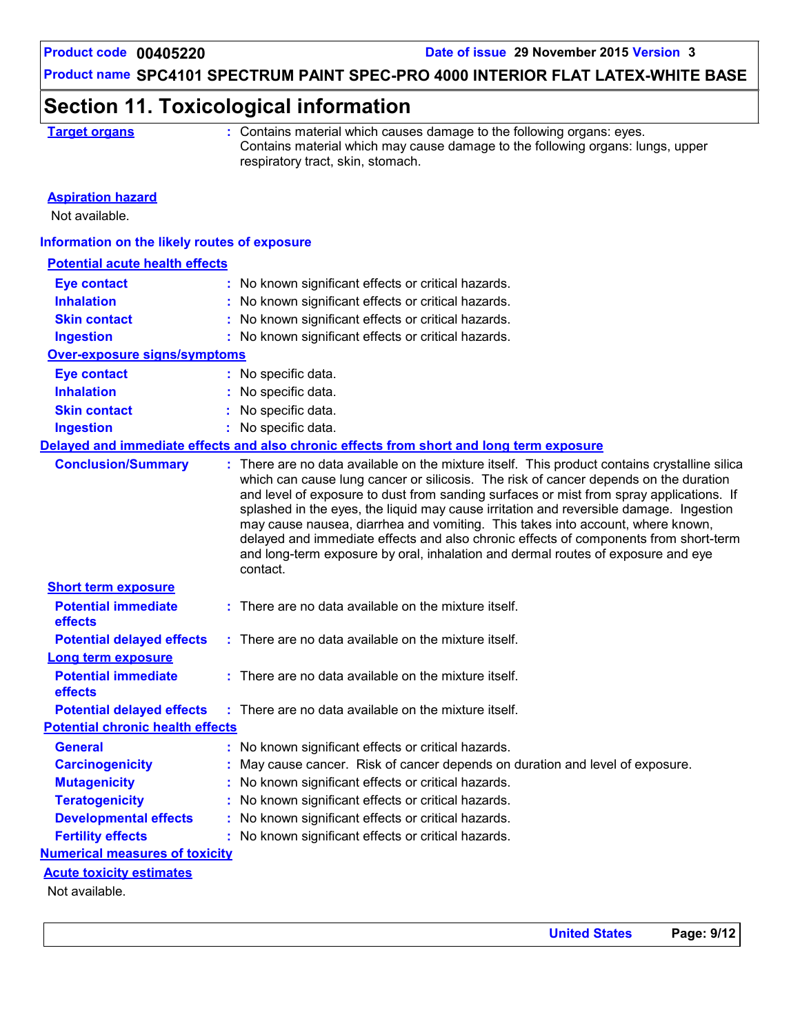## Section 11. Toxicological information

**Target organs** : Contains material which causes damage to the following organs: eyes.
Contains material which may cause damage to the following organs: lungs, upper respiratory tract, skin, stomach.

**Aspiration hazard**

Not available.

### Information on the likely routes of exposure

**Potential acute health effects**

| | |
|---|---|
| **Eye contact** | No known significant effects or critical hazards. |
| **Inhalation** | No known significant effects or critical hazards. |
| **Skin contact** | No known significant effects or critical hazards. |
| **Ingestion** | No known significant effects or critical hazards. |

**Over-exposure signs/symptoms**

| | |
|---|---|
| **Eye contact** | No specific data. |
| **Inhalation** | No specific data. |
| **Skin contact** | No specific data. |
| **Ingestion** | No specific data. |

### Delayed and immediate effects and also chronic effects from short and long term exposure

**Conclusion/Summary** : There are no data available on the mixture itself. This product contains crystalline silica which can cause lung cancer or silicosis. The risk of cancer depends on the duration and level of exposure to dust from sanding surfaces or mist from spray applications. If splashed in the eyes, the liquid may cause irritation and reversible damage. Ingestion may cause nausea, diarrhea and vomiting. This takes into account, where known, delayed and immediate effects and also chronic effects of components from short-term and long-term exposure by oral, inhalation and dermal routes of exposure and eye contact.

**Short term exposure**

| | |
|---|---|
| **Potential immediate effects** | There are no data available on the mixture itself. |
| **Potential delayed effects** | There are no data available on the mixture itself. |

**Long term exposure**

| | |
|---|---|
| **Potential immediate effects** | There are no data available on the mixture itself. |
| **Potential delayed effects** | There are no data available on the mixture itself. |

**Potential chronic health effects**

| | |
|---|---|
| **General** | No known significant effects or critical hazards. |
| **Carcinogenicity** | May cause cancer. Risk of cancer depends on duration and level of exposure. |
| **Mutagenicity** | No known significant effects or critical hazards. |
| **Teratogenicity** | No known significant effects or critical hazards. |
| **Developmental effects** | No known significant effects or critical hazards. |
| **Fertility effects** | No known significant effects or critical hazards. |

### Numerical measures of toxicity

**Acute toxicity estimates**

Not available.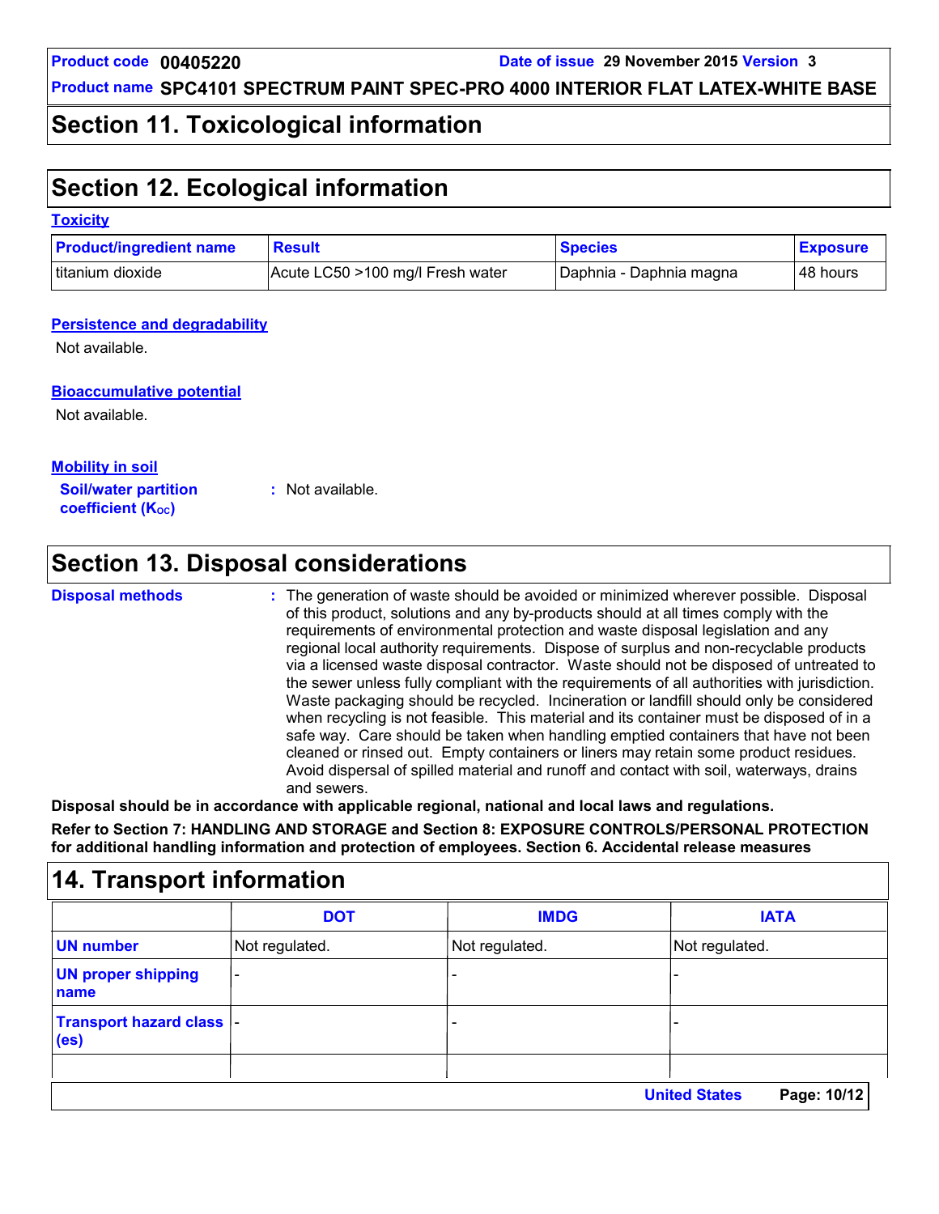## Section 11. Toxicological information

## Section 12. Ecological information

### Toxicity

| Product/ingredient name | Result | Species | Exposure |
|---|---|---|---|
| titanium dioxide | Acute LC50 >100 mg/l Fresh water | Daphnia - Daphnia magna | 48 hours |

### Persistence and degradability

Not available.

### Bioaccumulative potential

Not available.

### Mobility in soil

**Soil/water partition coefficient ($K_{OC}$)** : Not available.

## Section 13. Disposal considerations

**Disposal methods** : The generation of waste should be avoided or minimized wherever possible. Disposal of this product, solutions and any by-products should at all times comply with the requirements of environmental protection and waste disposal legislation and any regional local authority requirements. Dispose of surplus and non-recyclable products via a licensed waste disposal contractor. Waste should not be disposed of untreated to the sewer unless fully compliant with the requirements of all authorities with jurisdiction. Waste packaging should be recycled. Incineration or landfill should only be considered when recycling is not feasible. This material and its container must be disposed of in a safe way. Care should be taken when handling emptied containers that have not been cleaned or rinsed out. Empty containers or liners may retain some product residues. Avoid dispersal of spilled material and runoff and contact with soil, waterways, drains and sewers.

**Disposal should be in accordance with applicable regional, national and local laws and regulations.**

**Refer to Section 7: HANDLING AND STORAGE and Section 8: EXPOSURE CONTROLS/PERSONAL PROTECTION for additional handling information and protection of employees. Section 6. Accidental release measures**

## 14. Transport information

| | DOT | IMDG | IATA |
|---|---|---|---|
| UN number | Not regulated. | Not regulated. | Not regulated. |
| UN proper shipping name | - | - | - |
| Transport hazard class (es) | - | - | - |
| | | | |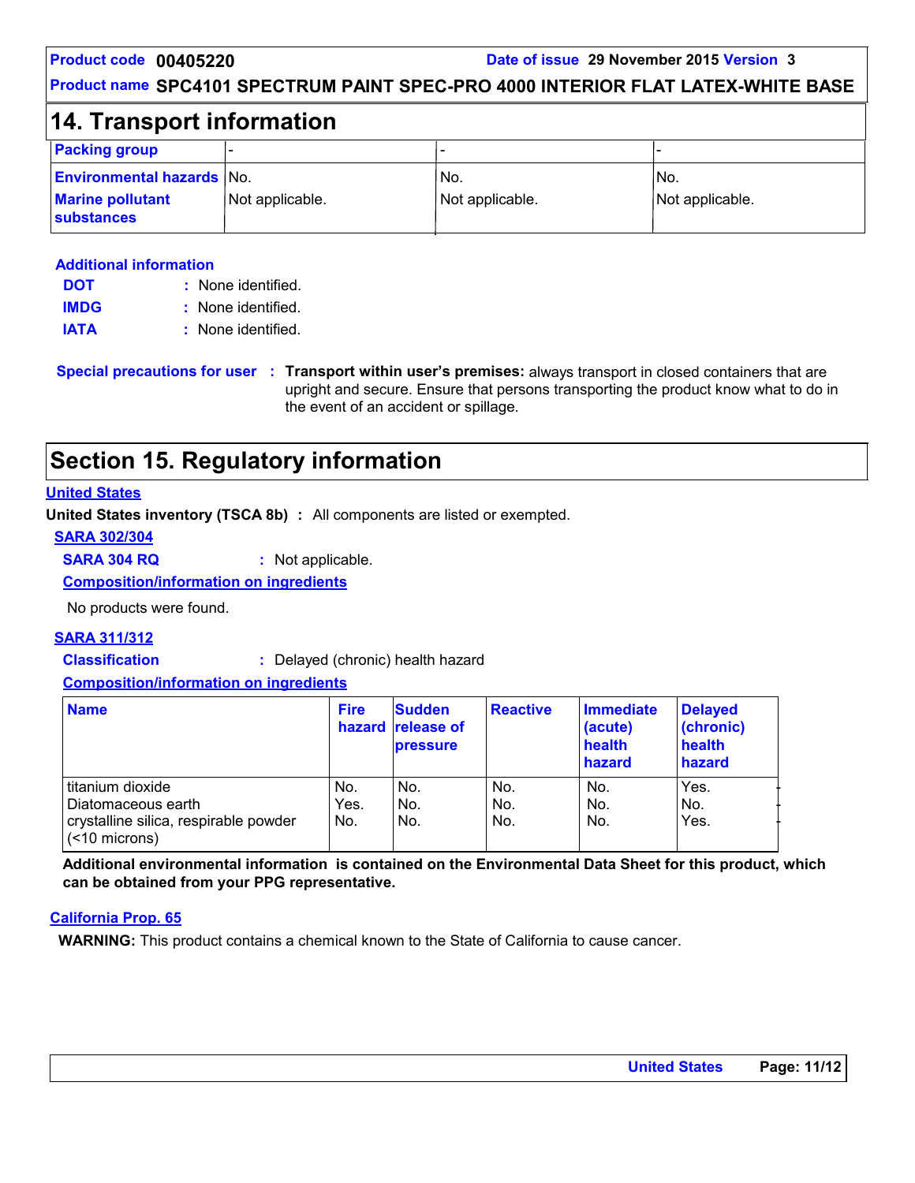## 14. Transport information

| Packing group | - | - | - |
|---|---|---|---|
| Environmental hazards | No. | No. | No. |
| Marine pollutant substances | Not applicable. | Not applicable. | Not applicable. |

**Additional information**

**DOT** : None identified.

**IMDG** : None identified.

**IATA** : None identified.

**Special precautions for user** : **Transport within user's premises:** always transport in closed containers that are upright and secure. Ensure that persons transporting the product know what to do in the event of an accident or spillage.

## Section 15. Regulatory information

**United States**

**United States inventory (TSCA 8b)** : All components are listed or exempted.

**SARA 302/304**

**SARA 304 RQ** : Not applicable.

**Composition/information on ingredients**

No products were found.

**SARA 311/312**

**Classification** : Delayed (chronic) health hazard

**Composition/information on ingredients**

| Name | Fire hazard | Sudden release of pressure | Reactive | Immediate (acute) health hazard | Delayed (chronic) health hazard |
|---|---|---|---|---|---|
| titanium dioxide | No. | No. | No. | No. | Yes. |
| Diatomaceous earth | Yes. | No. | No. | No. | No. |
| crystalline silica, respirable powder (<10 microns) | No. | No. | No. | No. | Yes. |

**Additional environmental information is contained on the Environmental Data Sheet for this product, which can be obtained from your PPG representative.**

**California Prop. 65**

**WARNING:** This product contains a chemical known to the State of California to cause cancer.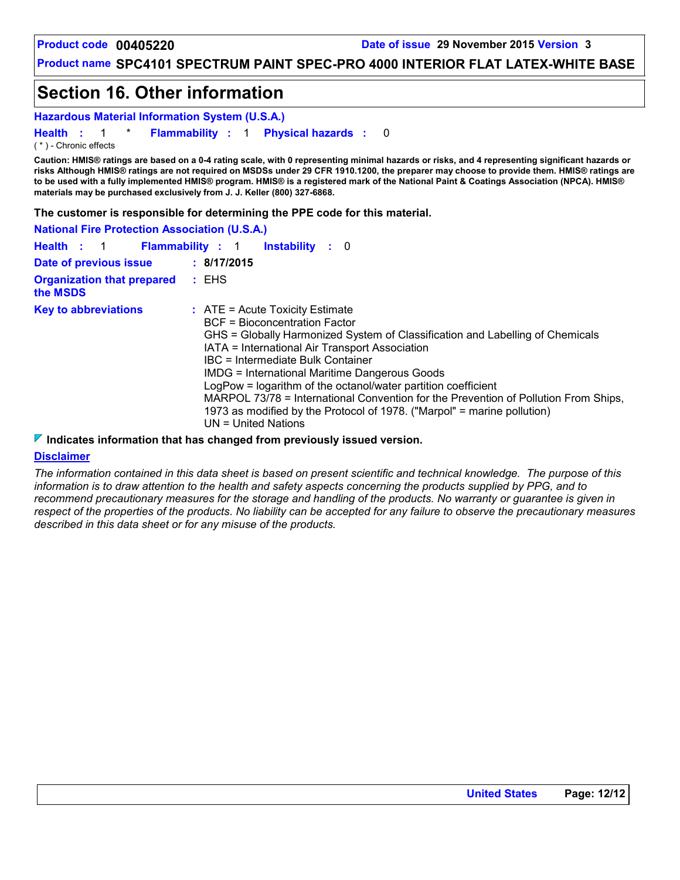## Section 16. Other information

**Hazardous Material Information System (U.S.A.)**

**Health** : 1 * **Flammability** : 1 **Physical hazards** : 0

( * ) - Chronic effects

**Caution: HMIS® ratings are based on a 0-4 rating scale, with 0 representing minimal hazards or risks, and 4 representing significant hazards or risks Although HMIS® ratings are not required on MSDSs under 29 CFR 1910.1200, the preparer may choose to provide them. HMIS® ratings are to be used with a fully implemented HMIS® program. HMIS® is a registered mark of the National Paint & Coatings Association (NPCA). HMIS® materials may be purchased exclusively from J. J. Keller (800) 327-6868.**

**The customer is responsible for determining the PPE code for this material.**

**National Fire Protection Association (U.S.A.)**

**Health** : 1 **Flammability** : 1 **Instability** : 0

**Date of previous issue** : **8/17/2015**

**Organization that prepared the MSDS** : EHS

**Key to abbreviations** :
ATE = Acute Toxicity Estimate
BCF = Bioconcentration Factor
GHS = Globally Harmonized System of Classification and Labelling of Chemicals
IATA = International Air Transport Association
IBC = Intermediate Bulk Container
IMDG = International Maritime Dangerous Goods
LogPow = logarithm of the octanol/water partition coefficient
MARPOL 73/78 = International Convention for the Prevention of Pollution From Ships, 1973 as modified by the Protocol of 1978. ("Marpol" = marine pollution)
UN = United Nations

**Indicates information that has changed from previously issued version.**

**Disclaimer**

*The information contained in this data sheet is based on present scientific and technical knowledge. The purpose of this information is to draw attention to the health and safety aspects concerning the products supplied by PPG, and to recommend precautionary measures for the storage and handling of the products. No warranty or guarantee is given in respect of the properties of the products. No liability can be accepted for any failure to observe the precautionary measures described in this data sheet or for any misuse of the products.*